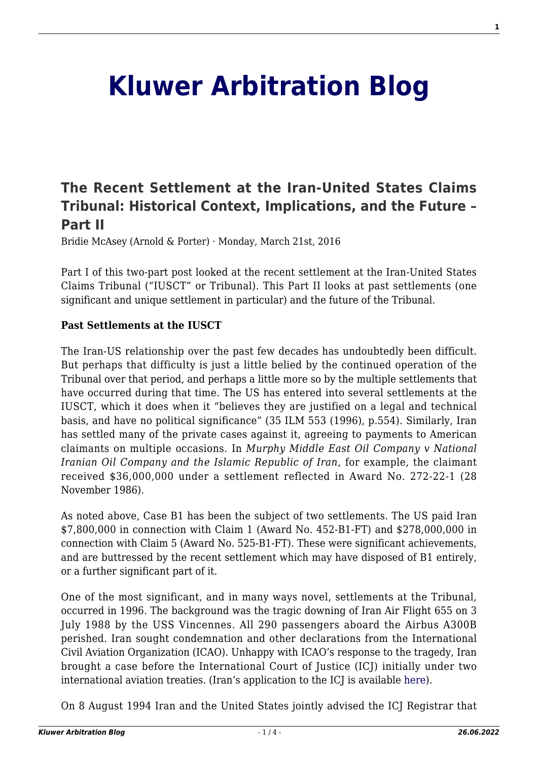# Kluwer Arbitration Blog

## The Recent Settlement at the Iran-United States Claims Tribunal: Historical Context, Implications, and the Future – Part II

Bridie McAsey (Arnold & Porter) · Monday, March 21st, 2016

Part I of this two-part post looked at the recent settlement at the Iran-United States Claims Tribunal ("IUSCT" or Tribunal). This Part II looks at past settlements (one significant and unique settlement in particular) and the future of the Tribunal.

**Past Settlements at the IUSCT**

The Iran-US relationship over the past few decades has undoubtedly been difficult. But perhaps that difficulty is just a little belied by the continued operation of the Tribunal over that period, and perhaps a little more so by the multiple settlements that have occurred during that time. The US has entered into several settlements at the IUSCT, which it does when it "believes they are justified on a legal and technical basis, and have no political significance" (35 ILM 553 (1996), p.554). Similarly, Iran has settled many of the private cases against it, agreeing to payments to American claimants on multiple occasions. In *Murphy Middle East Oil Company v National Iranian Oil Company and the Islamic Republic of Iran*, for example, the claimant received $36,000,000 under a settlement reflected in Award No. 272-22-1 (28 November 1986).

As noted above, Case B1 has been the subject of two settlements. The US paid Iran $7,800,000 in connection with Claim 1 (Award No. 452-B1-FT) and $278,000,000 in connection with Claim 5 (Award No. 525-B1-FT). These were significant achievements, and are buttressed by the recent settlement which may have disposed of B1 entirely, or a further significant part of it.

One of the most significant, and in many ways novel, settlements at the Tribunal, occurred in 1996. The background was the tragic downing of Iran Air Flight 655 on 3 July 1988 by the USS Vincennes. All 290 passengers aboard the Airbus A300B perished. Iran sought condemnation and other declarations from the International Civil Aviation Organization (ICAO). Unhappy with ICAO's response to the tragedy, Iran brought a case before the International Court of Justice (ICJ) initially under two international aviation treaties. (Iran's application to the ICJ is available here).

On 8 August 1994 Iran and the United States jointly advised the ICJ Registrar that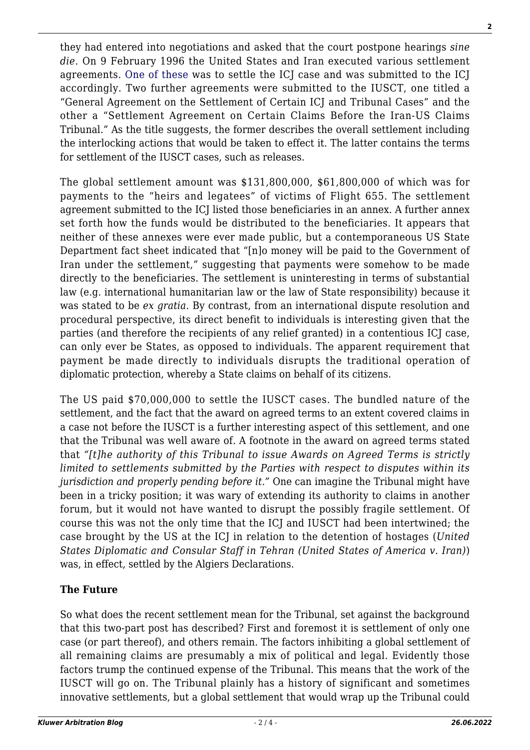they had entered into negotiations and asked that the court postpone hearings *sine die*. On 9 February 1996 the United States and Iran executed various settlement agreements. One of these was to settle the ICJ case and was submitted to the ICJ accordingly. Two further agreements were submitted to the IUSCT, one titled a "General Agreement on the Settlement of Certain ICJ and Tribunal Cases" and the other a "Settlement Agreement on Certain Claims Before the Iran-US Claims Tribunal." As the title suggests, the former describes the overall settlement including the interlocking actions that would be taken to effect it. The latter contains the terms for settlement of the IUSCT cases, such as releases.

The global settlement amount was $131,800,000, $61,800,000 of which was for payments to the "heirs and legatees" of victims of Flight 655. The settlement agreement submitted to the ICJ listed those beneficiaries in an annex. A further annex set forth how the funds would be distributed to the beneficiaries. It appears that neither of these annexes were ever made public, but a contemporaneous US State Department fact sheet indicated that "[n]o money will be paid to the Government of Iran under the settlement," suggesting that payments were somehow to be made directly to the beneficiaries. The settlement is uninteresting in terms of substantial law (e.g. international humanitarian law or the law of State responsibility) because it was stated to be *ex gratia*. By contrast, from an international dispute resolution and procedural perspective, its direct benefit to individuals is interesting given that the parties (and therefore the recipients of any relief granted) in a contentious ICJ case, can only ever be States, as opposed to individuals. The apparent requirement that payment be made directly to individuals disrupts the traditional operation of diplomatic protection, whereby a State claims on behalf of its citizens.

The US paid $70,000,000 to settle the IUSCT cases. The bundled nature of the settlement, and the fact that the award on agreed terms to an extent covered claims in a case not before the IUSCT is a further interesting aspect of this settlement, and one that the Tribunal was well aware of. A footnote in the award on agreed terms stated that *"[t]he authority of this Tribunal to issue Awards on Agreed Terms is strictly limited to settlements submitted by the Parties with respect to disputes within its jurisdiction and properly pending before it."* One can imagine the Tribunal might have been in a tricky position; it was wary of extending its authority to claims in another forum, but it would not have wanted to disrupt the possibly fragile settlement. Of course this was not the only time that the ICJ and IUSCT had been intertwined; the case brought by the US at the ICJ in relation to the detention of hostages (*United States Diplomatic and Consular Staff in Tehran (United States of America v. Iran)*) was, in effect, settled by the Algiers Declarations.

**The Future**

So what does the recent settlement mean for the Tribunal, set against the background that this two-part post has described? First and foremost it is settlement of only one case (or part thereof), and others remain. The factors inhibiting a global settlement of all remaining claims are presumably a mix of political and legal. Evidently those factors trump the continued expense of the Tribunal. This means that the work of the IUSCT will go on. The Tribunal plainly has a history of significant and sometimes innovative settlements, but a global settlement that would wrap up the Tribunal could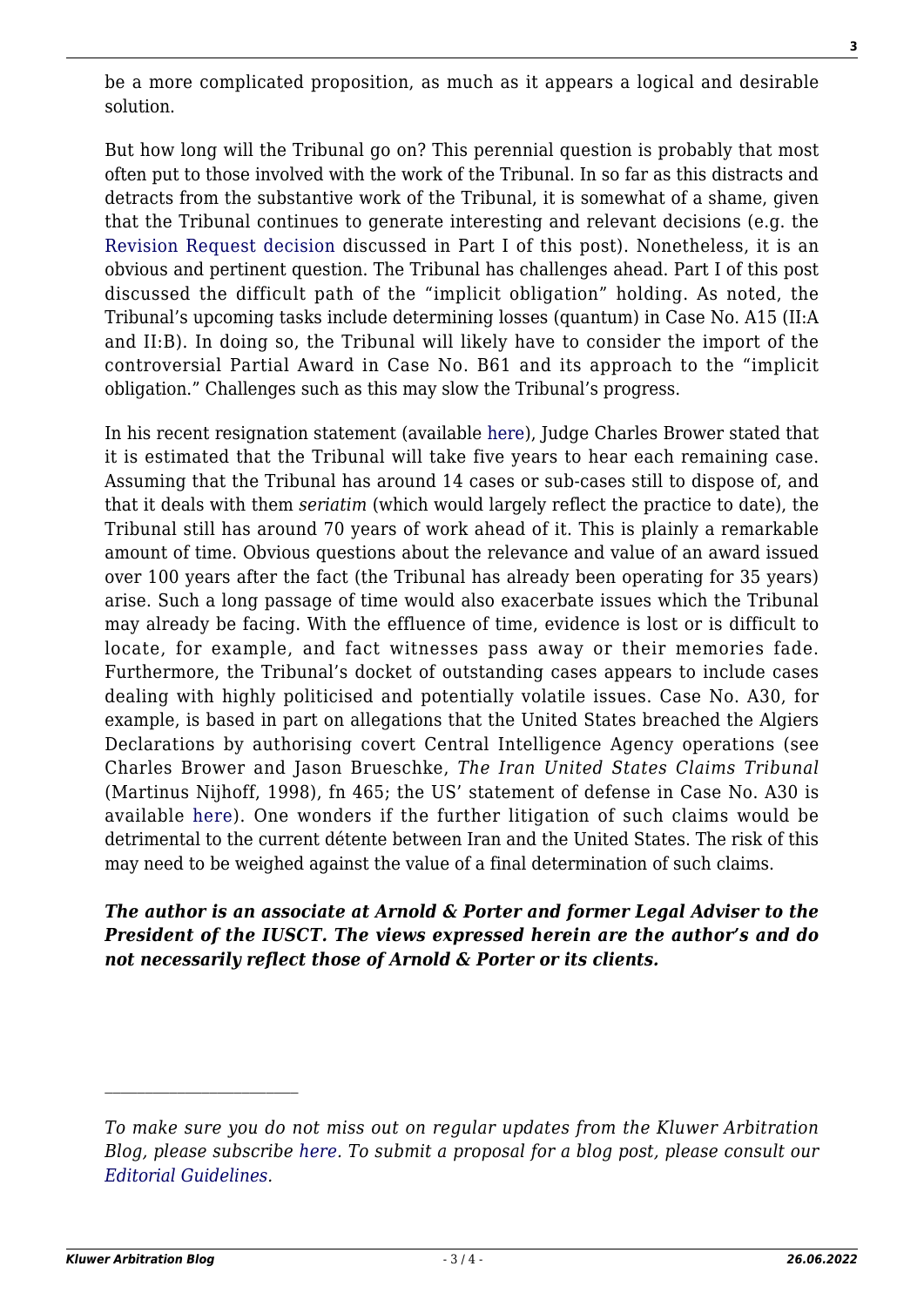be a more complicated proposition, as much as it appears a logical and desirable solution.

But how long will the Tribunal go on? This perennial question is probably that most often put to those involved with the work of the Tribunal. In so far as this distracts and detracts from the substantive work of the Tribunal, it is somewhat of a shame, given that the Tribunal continues to generate interesting and relevant decisions (e.g. the Revision Request decision discussed in Part I of this post). Nonetheless, it is an obvious and pertinent question. The Tribunal has challenges ahead. Part I of this post discussed the difficult path of the "implicit obligation" holding. As noted, the Tribunal's upcoming tasks include determining losses (quantum) in Case No. A15 (II:A and II:B). In doing so, the Tribunal will likely have to consider the import of the controversial Partial Award in Case No. B61 and its approach to the "implicit obligation." Challenges such as this may slow the Tribunal's progress.

In his recent resignation statement (available here), Judge Charles Brower stated that it is estimated that the Tribunal will take five years to hear each remaining case. Assuming that the Tribunal has around 14 cases or sub-cases still to dispose of, and that it deals with them *seriatim* (which would largely reflect the practice to date), the Tribunal still has around 70 years of work ahead of it. This is plainly a remarkable amount of time. Obvious questions about the relevance and value of an award issued over 100 years after the fact (the Tribunal has already been operating for 35 years) arise. Such a long passage of time would also exacerbate issues which the Tribunal may already be facing. With the effluence of time, evidence is lost or is difficult to locate, for example, and fact witnesses pass away or their memories fade. Furthermore, the Tribunal's docket of outstanding cases appears to include cases dealing with highly politicised and potentially volatile issues. Case No. A30, for example, is based in part on allegations that the United States breached the Algiers Declarations by authorising covert Central Intelligence Agency operations (see Charles Brower and Jason Brueschke, *The Iran United States Claims Tribunal* (Martinus Nijhoff, 1998), fn 465; the US' statement of defense in Case No. A30 is available here). One wonders if the further litigation of such claims would be detrimental to the current détente between Iran and the United States. The risk of this may need to be weighed against the value of a final determination of such claims.

***The author is an associate at Arnold & Porter and former Legal Adviser to the President of the IUSCT. The views expressed herein are the author's and do not necessarily reflect those of Arnold & Porter or its clients.***

---

*To make sure you do not miss out on regular updates from the Kluwer Arbitration Blog, please subscribe here. To submit a proposal for a blog post, please consult our Editorial Guidelines.*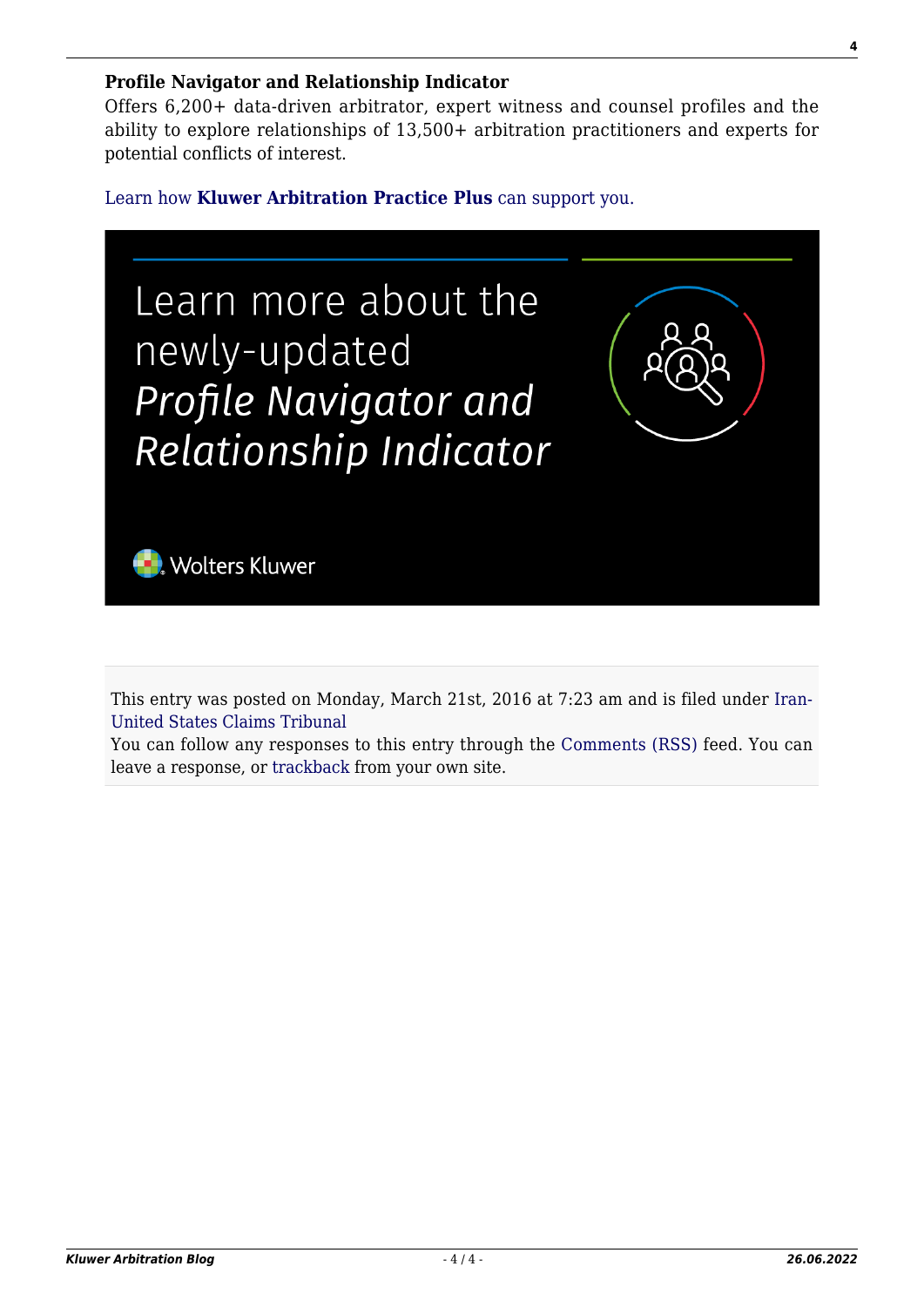**Profile Navigator and Relationship Indicator**

Offers 6,200+ data-driven arbitrator, expert witness and counsel profiles and the ability to explore relationships of 13,500+ arbitration practitioners and experts for potential conflicts of interest.

Learn how **Kluwer Arbitration Practice Plus** can support you.

Learn more about the newly-updated *Profile Navigator and Relationship Indicator*

Wolters Kluwer

This entry was posted on Monday, March 21st, 2016 at 7:23 am and is filed under Iran-United States Claims Tribunal

You can follow any responses to this entry through the Comments (RSS) feed. You can leave a response, or trackback from your own site.